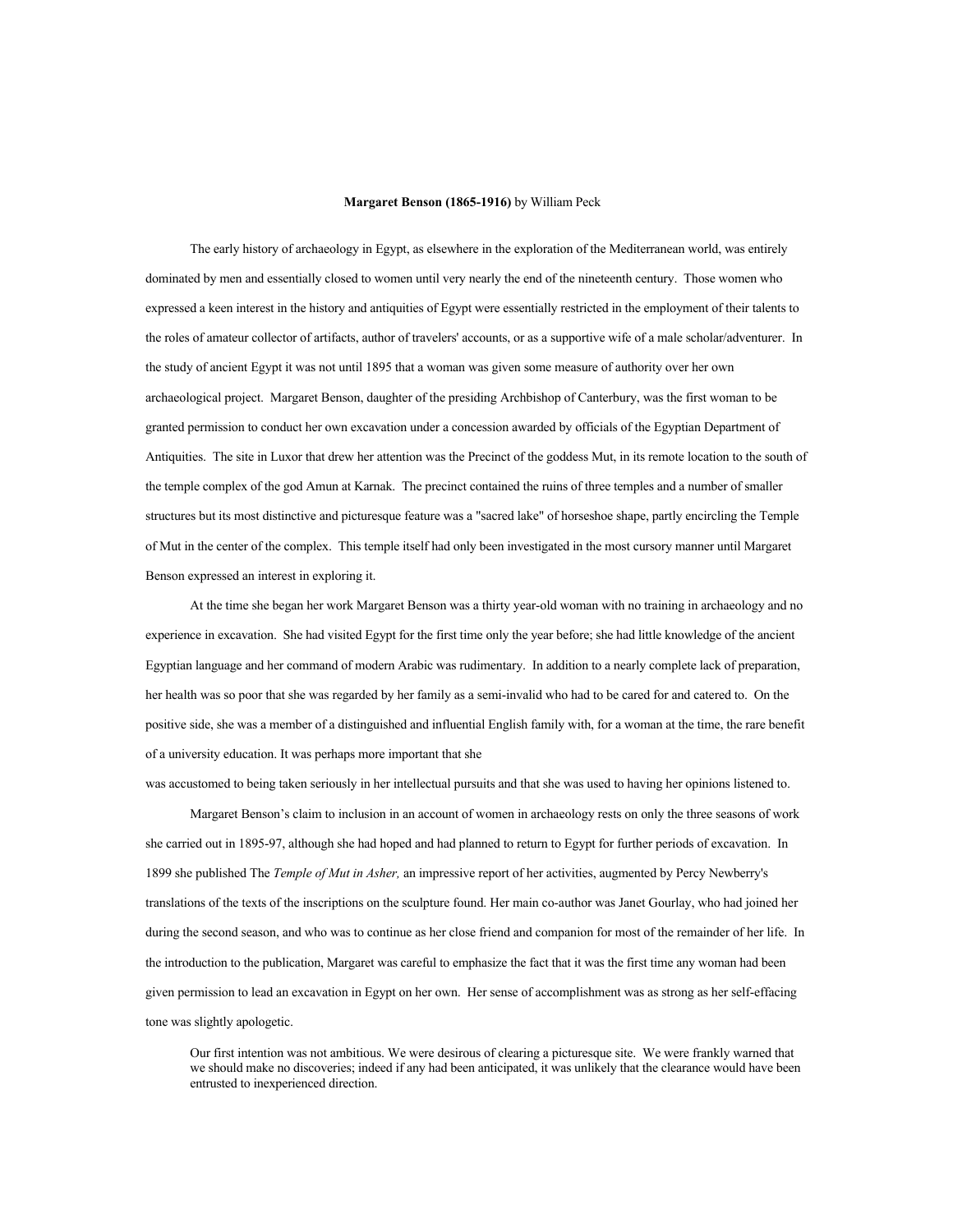**Margaret Benson (1865-1916)** by William Peck

The early history of archaeology in Egypt, as elsewhere in the exploration of the Mediterranean world, was entirely dominated by men and essentially closed to women until very nearly the end of the nineteenth century. Those women who expressed a keen interest in the history and antiquities of Egypt were essentially restricted in the employment of their talents to the roles of amateur collector of artifacts, author of travelers' accounts, or as a supportive wife of a male scholar/adventurer. In the study of ancient Egypt it was not until 1895 that a woman was given some measure of authority over her own archaeological project. Margaret Benson, daughter of the presiding Archbishop of Canterbury, was the first woman to be granted permission to conduct her own excavation under a concession awarded by officials of the Egyptian Department of Antiquities. The site in Luxor that drew her attention was the Precinct of the goddess Mut, in its remote location to the south of the temple complex of the god Amun at Karnak. The precinct contained the ruins of three temples and a number of smaller structures but its most distinctive and picturesque feature was a "sacred lake" of horseshoe shape, partly encircling the Temple of Mut in the center of the complex. This temple itself had only been investigated in the most cursory manner until Margaret Benson expressed an interest in exploring it.

At the time she began her work Margaret Benson was a thirty year-old woman with no training in archaeology and no experience in excavation. She had visited Egypt for the first time only the year before; she had little knowledge of the ancient Egyptian language and her command of modern Arabic was rudimentary. In addition to a nearly complete lack of preparation, her health was so poor that she was regarded by her family as a semi-invalid who had to be cared for and catered to. On the positive side, she was a member of a distinguished and influential English family with, for a woman at the time, the rare benefit of a university education. It was perhaps more important that she was accustomed to being taken seriously in her intellectual pursuits and that she was used to having her opinions listened to.

Margaret Benson's claim to inclusion in an account of women in archaeology rests on only the three seasons of work she carried out in 1895-97, although she had hoped and had planned to return to Egypt for further periods of excavation. In 1899 she published The *Temple of Mut in Asher,* an impressive report of her activities, augmented by Percy Newberry's translations of the texts of the inscriptions on the sculpture found. Her main co-author was Janet Gourlay, who had joined her during the second season, and who was to continue as her close friend and companion for most of the remainder of her life. In the introduction to the publication, Margaret was careful to emphasize the fact that it was the first time any woman had been given permission to lead an excavation in Egypt on her own. Her sense of accomplishment was as strong as her self-effacing tone was slightly apologetic.

> Our first intention was not ambitious. We were desirous of clearing a picturesque site. We were frankly warned that we should make no discoveries; indeed if any had been anticipated, it was unlikely that the clearance would have been entrusted to inexperienced direction.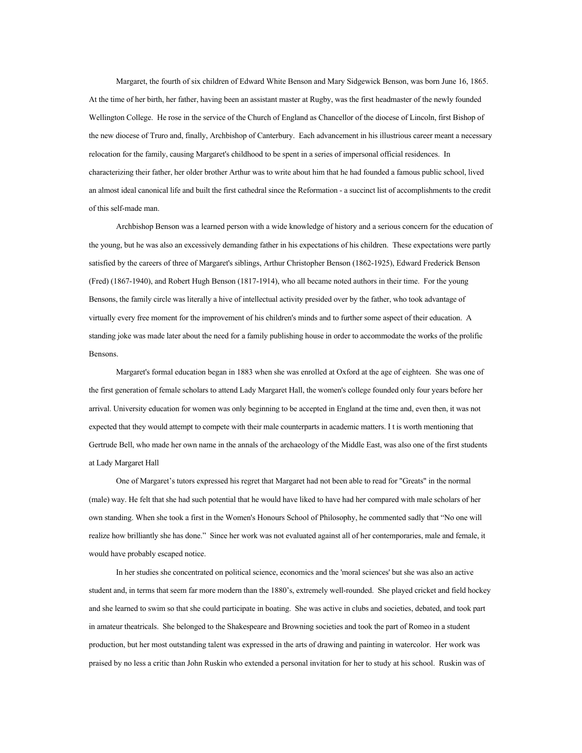Margaret, the fourth of six children of Edward White Benson and Mary Sidgewick Benson, was born June 16, 1865. At the time of her birth, her father, having been an assistant master at Rugby, was the first headmaster of the newly founded Wellington College. He rose in the service of the Church of England as Chancellor of the diocese of Lincoln, first Bishop of the new diocese of Truro and, finally, Archbishop of Canterbury. Each advancement in his illustrious career meant a necessary relocation for the family, causing Margaret's childhood to be spent in a series of impersonal official residences. In characterizing their father, her older brother Arthur was to write about him that he had founded a famous public school, lived an almost ideal canonical life and built the first cathedral since the Reformation - a succinct list of accomplishments to the credit of this self-made man.

Archbishop Benson was a learned person with a wide knowledge of history and a serious concern for the education of the young, but he was also an excessively demanding father in his expectations of his children. These expectations were partly satisfied by the careers of three of Margaret's siblings, Arthur Christopher Benson (1862-1925), Edward Frederick Benson (Fred) (1867-1940), and Robert Hugh Benson (1817-1914), who all became noted authors in their time. For the young Bensons, the family circle was literally a hive of intellectual activity presided over by the father, who took advantage of virtually every free moment for the improvement of his children's minds and to further some aspect of their education. A standing joke was made later about the need for a family publishing house in order to accommodate the works of the prolific Bensons.

Margaret's formal education began in 1883 when she was enrolled at Oxford at the age of eighteen. She was one of the first generation of female scholars to attend Lady Margaret Hall, the women's college founded only four years before her arrival. University education for women was only beginning to be accepted in England at the time and, even then, it was not expected that they would attempt to compete with their male counterparts in academic matters. I t is worth mentioning that Gertrude Bell, who made her own name in the annals of the archaeology of the Middle East, was also one of the first students at Lady Margaret Hall

One of Margaret's tutors expressed his regret that Margaret had not been able to read for "Greats" in the normal (male) way. He felt that she had such potential that he would have liked to have had her compared with male scholars of her own standing. When she took a first in the Women's Honours School of Philosophy, he commented sadly that "No one will realize how brilliantly she has done." Since her work was not evaluated against all of her contemporaries, male and female, it would have probably escaped notice.

In her studies she concentrated on political science, economics and the 'moral sciences' but she was also an active student and, in terms that seem far more modern than the 1880's, extremely well-rounded. She played cricket and field hockey and she learned to swim so that she could participate in boating. She was active in clubs and societies, debated, and took part in amateur theatricals. She belonged to the Shakespeare and Browning societies and took the part of Romeo in a student production, but her most outstanding talent was expressed in the arts of drawing and painting in watercolor. Her work was praised by no less a critic than John Ruskin who extended a personal invitation for her to study at his school. Ruskin was of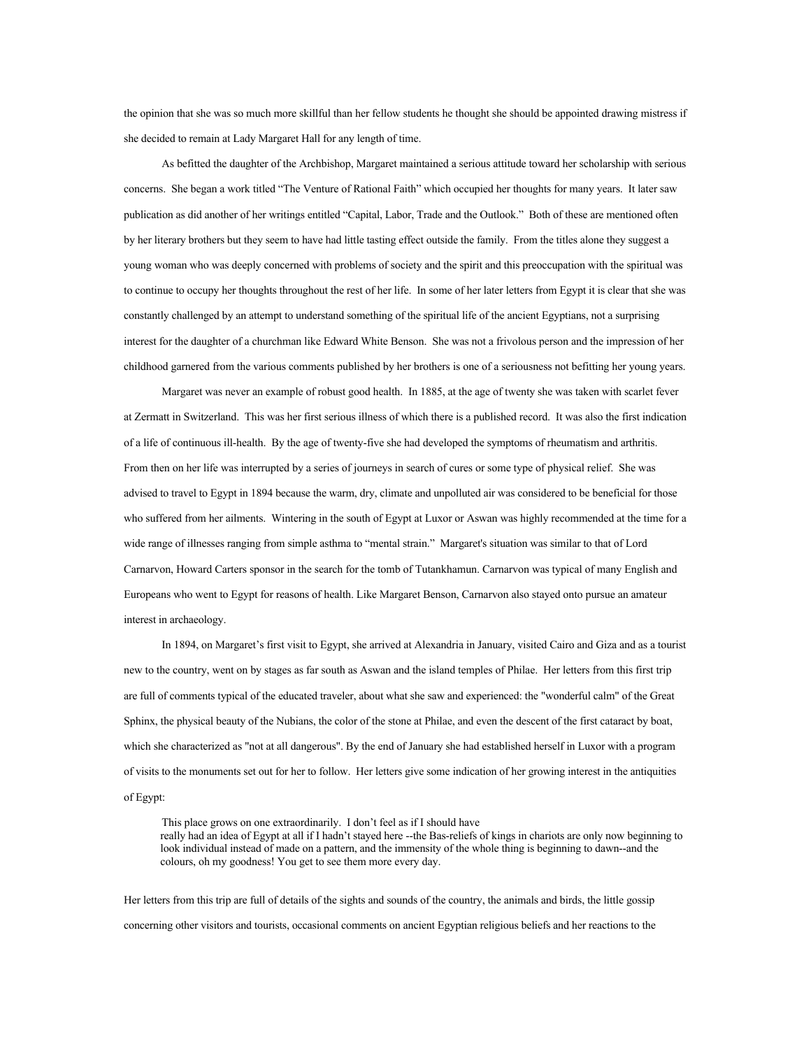the opinion that she was so much more skillful than her fellow students he thought she should be appointed drawing mistress if she decided to remain at Lady Margaret Hall for any length of time.

As befitted the daughter of the Archbishop, Margaret maintained a serious attitude toward her scholarship with serious concerns. She began a work titled "The Venture of Rational Faith" which occupied her thoughts for many years. It later saw publication as did another of her writings entitled "Capital, Labor, Trade and the Outlook." Both of these are mentioned often by her literary brothers but they seem to have had little tasting effect outside the family. From the titles alone they suggest a young woman who was deeply concerned with problems of society and the spirit and this preoccupation with the spiritual was to continue to occupy her thoughts throughout the rest of her life. In some of her later letters from Egypt it is clear that she was constantly challenged by an attempt to understand something of the spiritual life of the ancient Egyptians, not a surprising interest for the daughter of a churchman like Edward White Benson. She was not a frivolous person and the impression of her childhood garnered from the various comments published by her brothers is one of a seriousness not befitting her young years.

Margaret was never an example of robust good health. In 1885, at the age of twenty she was taken with scarlet fever at Zermatt in Switzerland. This was her first serious illness of which there is a published record. It was also the first indication of a life of continuous ill-health. By the age of twenty-five she had developed the symptoms of rheumatism and arthritis. From then on her life was interrupted by a series of journeys in search of cures or some type of physical relief. She was advised to travel to Egypt in 1894 because the warm, dry, climate and unpolluted air was considered to be beneficial for those who suffered from her ailments. Wintering in the south of Egypt at Luxor or Aswan was highly recommended at the time for a wide range of illnesses ranging from simple asthma to "mental strain." Margaret's situation was similar to that of Lord Carnarvon, Howard Carters sponsor in the search for the tomb of Tutankhamun. Carnarvon was typical of many English and Europeans who went to Egypt for reasons of health. Like Margaret Benson, Carnarvon also stayed onto pursue an amateur interest in archaeology.

In 1894, on Margaret's first visit to Egypt, she arrived at Alexandria in January, visited Cairo and Giza and as a tourist new to the country, went on by stages as far south as Aswan and the island temples of Philae. Her letters from this first trip are full of comments typical of the educated traveler, about what she saw and experienced: the "wonderful calm" of the Great Sphinx, the physical beauty of the Nubians, the color of the stone at Philae, and even the descent of the first cataract by boat, which she characterized as "not at all dangerous". By the end of January she had established herself in Luxor with a program of visits to the monuments set out for her to follow. Her letters give some indication of her growing interest in the antiquities of Egypt:

> This place grows on one extraordinarily. I don't feel as if I should have really had an idea of Egypt at all if I hadn't stayed here --the Bas-reliefs of kings in chariots are only now beginning to look individual instead of made on a pattern, and the immensity of the whole thing is beginning to dawn--and the colours, oh my goodness! You get to see them more every day.

Her letters from this trip are full of details of the sights and sounds of the country, the animals and birds, the little gossip concerning other visitors and tourists, occasional comments on ancient Egyptian religious beliefs and her reactions to the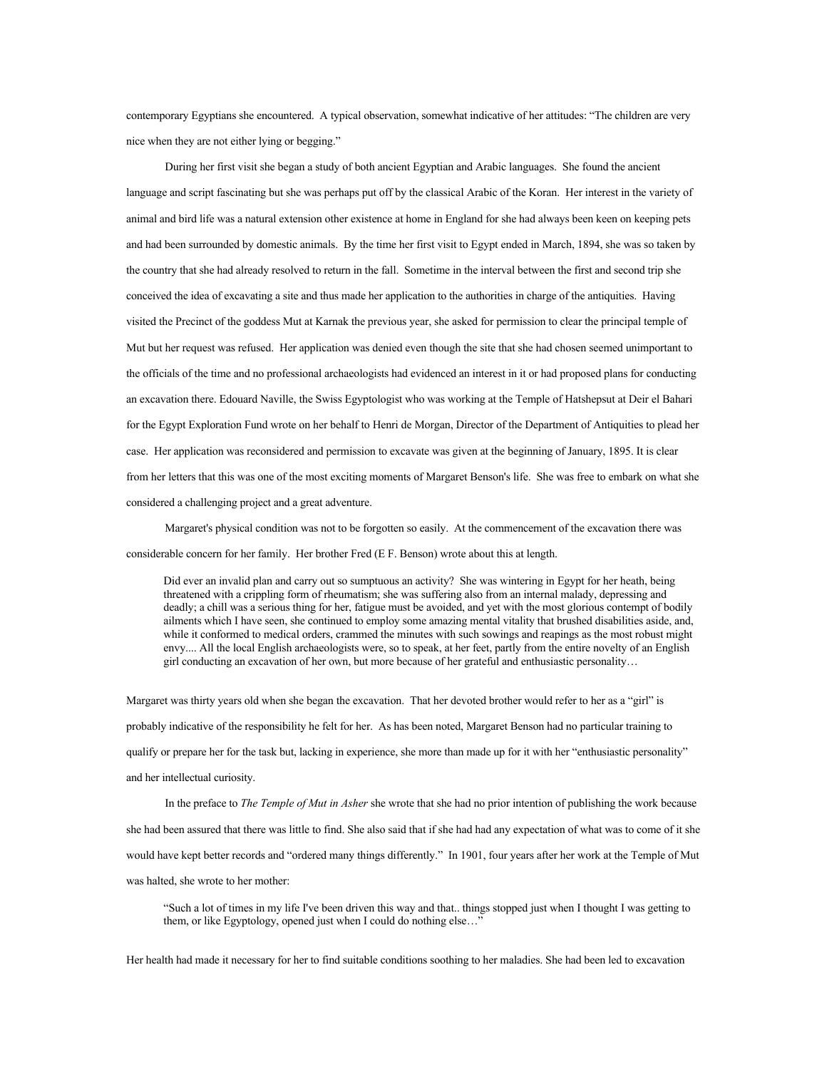contemporary Egyptians she encountered. A typical observation, somewhat indicative of her attitudes: "The children are very nice when they are not either lying or begging."

During her first visit she began a study of both ancient Egyptian and Arabic languages. She found the ancient language and script fascinating but she was perhaps put off by the classical Arabic of the Koran. Her interest in the variety of animal and bird life was a natural extension other existence at home in England for she had always been keen on keeping pets and had been surrounded by domestic animals. By the time her first visit to Egypt ended in March, 1894, she was so taken by the country that she had already resolved to return in the fall. Sometime in the interval between the first and second trip she conceived the idea of excavating a site and thus made her application to the authorities in charge of the antiquities. Having visited the Precinct of the goddess Mut at Karnak the previous year, she asked for permission to clear the principal temple of Mut but her request was refused. Her application was denied even though the site that she had chosen seemed unimportant to the officials of the time and no professional archaeologists had evidenced an interest in it or had proposed plans for conducting an excavation there. Edouard Naville, the Swiss Egyptologist who was working at the Temple of Hatshepsut at Deir el Bahari for the Egypt Exploration Fund wrote on her behalf to Henri de Morgan, Director of the Department of Antiquities to plead her case. Her application was reconsidered and permission to excavate was given at the beginning of January, 1895. It is clear from her letters that this was one of the most exciting moments of Margaret Benson's life. She was free to embark on what she considered a challenging project and a great adventure.

Margaret's physical condition was not to be forgotten so easily. At the commencement of the excavation there was considerable concern for her family. Her brother Fred (E F. Benson) wrote about this at length.

> Did ever an invalid plan and carry out so sumptuous an activity? She was wintering in Egypt for her heath, being threatened with a crippling form of rheumatism; she was suffering also from an internal malady, depressing and deadly; a chill was a serious thing for her, fatigue must be avoided, and yet with the most glorious contempt of bodily ailments which I have seen, she continued to employ some amazing mental vitality that brushed disabilities aside, and, while it conformed to medical orders, crammed the minutes with such sowings and reapings as the most robust might envy.... All the local English archaeologists were, so to speak, at her feet, partly from the entire novelty of an English girl conducting an excavation of her own, but more because of her grateful and enthusiastic personality…

Margaret was thirty years old when she began the excavation. That her devoted brother would refer to her as a "girl" is probably indicative of the responsibility he felt for her. As has been noted, Margaret Benson had no particular training to qualify or prepare her for the task but, lacking in experience, she more than made up for it with her "enthusiastic personality" and her intellectual curiosity.

In the preface to *The Temple of Mut in Asher* she wrote that she had no prior intention of publishing the work because she had been assured that there was little to find. She also said that if she had had any expectation of what was to come of it she would have kept better records and "ordered many things differently." In 1901, four years after her work at the Temple of Mut was halted, she wrote to her mother:

> "Such a lot of times in my life I've been driven this way and that.. things stopped just when I thought I was getting to them, or like Egyptology, opened just when I could do nothing else…"

Her health had made it necessary for her to find suitable conditions soothing to her maladies. She had been led to excavation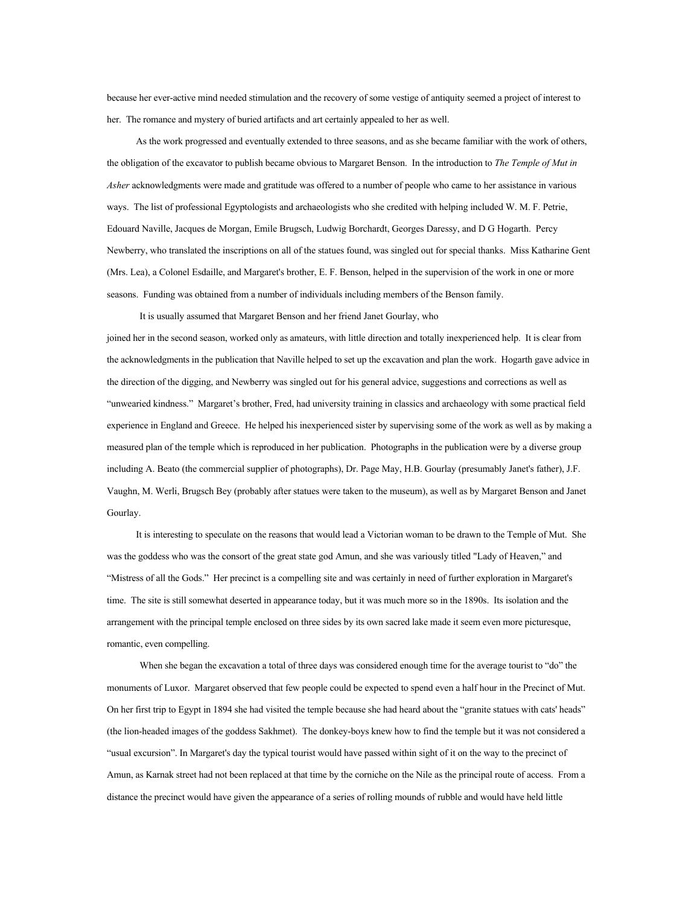because her ever-active mind needed stimulation and the recovery of some vestige of antiquity seemed a project of interest to her. The romance and mystery of buried artifacts and art certainly appealed to her as well.

As the work progressed and eventually extended to three seasons, and as she became familiar with the work of others, the obligation of the excavator to publish became obvious to Margaret Benson. In the introduction to *The Temple of Mut in Asher* acknowledgments were made and gratitude was offered to a number of people who came to her assistance in various ways. The list of professional Egyptologists and archaeologists who she credited with helping included W. M. F. Petrie, Edouard Naville, Jacques de Morgan, Emile Brugsch, Ludwig Borchardt, Georges Daressy, and D G Hogarth. Percy Newberry, who translated the inscriptions on all of the statues found, was singled out for special thanks. Miss Katharine Gent (Mrs. Lea), a Colonel Esdaille, and Margaret's brother, E. F. Benson, helped in the supervision of the work in one or more seasons. Funding was obtained from a number of individuals including members of the Benson family.

It is usually assumed that Margaret Benson and her friend Janet Gourlay, who joined her in the second season, worked only as amateurs, with little direction and totally inexperienced help. It is clear from the acknowledgments in the publication that Naville helped to set up the excavation and plan the work. Hogarth gave advice in the direction of the digging, and Newberry was singled out for his general advice, suggestions and corrections as well as "unwearied kindness." Margaret's brother, Fred, had university training in classics and archaeology with some practical field experience in England and Greece. He helped his inexperienced sister by supervising some of the work as well as by making a measured plan of the temple which is reproduced in her publication. Photographs in the publication were by a diverse group including A. Beato (the commercial supplier of photographs), Dr. Page May, H.B. Gourlay (presumably Janet's father), J.F. Vaughn, M. Werli, Brugsch Bey (probably after statues were taken to the museum), as well as by Margaret Benson and Janet Gourlay.

It is interesting to speculate on the reasons that would lead a Victorian woman to be drawn to the Temple of Mut. She was the goddess who was the consort of the great state god Amun, and she was variously titled "Lady of Heaven," and "Mistress of all the Gods." Her precinct is a compelling site and was certainly in need of further exploration in Margaret's time. The site is still somewhat deserted in appearance today, but it was much more so in the 1890s. Its isolation and the arrangement with the principal temple enclosed on three sides by its own sacred lake made it seem even more picturesque, romantic, even compelling.

When she began the excavation a total of three days was considered enough time for the average tourist to "do" the monuments of Luxor. Margaret observed that few people could be expected to spend even a half hour in the Precinct of Mut. On her first trip to Egypt in 1894 she had visited the temple because she had heard about the "granite statues with cats' heads" (the lion-headed images of the goddess Sakhmet). The donkey-boys knew how to find the temple but it was not considered a "usual excursion". In Margaret's day the typical tourist would have passed within sight of it on the way to the precinct of Amun, as Karnak street had not been replaced at that time by the corniche on the Nile as the principal route of access. From a distance the precinct would have given the appearance of a series of rolling mounds of rubble and would have held little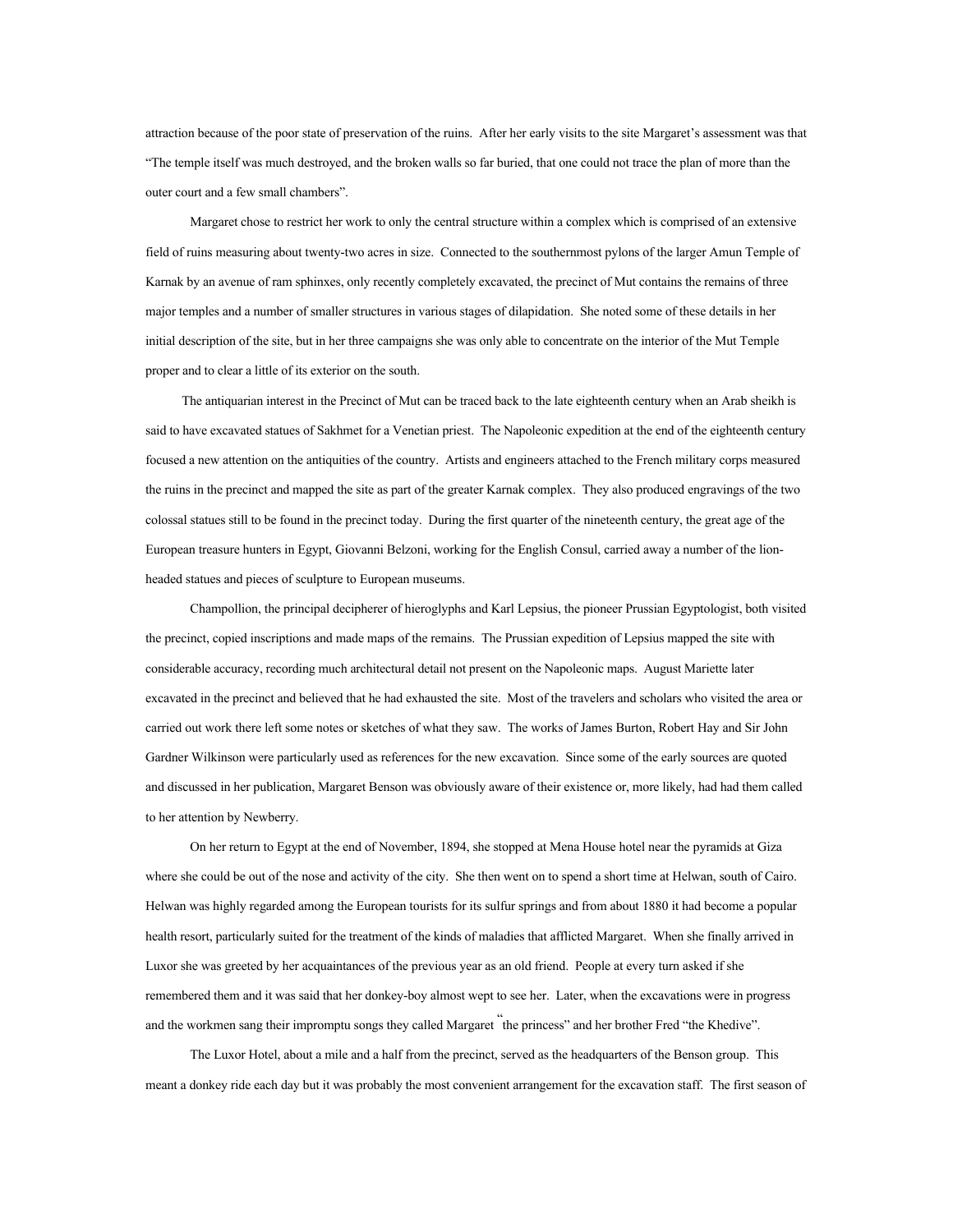attraction because of the poor state of preservation of the ruins. After her early visits to the site Margaret's assessment was that "The temple itself was much destroyed, and the broken walls so far buried, that one could not trace the plan of more than the outer court and a few small chambers".

Margaret chose to restrict her work to only the central structure within a complex which is comprised of an extensive field of ruins measuring about twenty-two acres in size. Connected to the southernmost pylons of the larger Amun Temple of Karnak by an avenue of ram sphinxes, only recently completely excavated, the precinct of Mut contains the remains of three major temples and a number of smaller structures in various stages of dilapidation. She noted some of these details in her initial description of the site, but in her three campaigns she was only able to concentrate on the interior of the Mut Temple proper and to clear a little of its exterior on the south.

The antiquarian interest in the Precinct of Mut can be traced back to the late eighteenth century when an Arab sheikh is said to have excavated statues of Sakhmet for a Venetian priest. The Napoleonic expedition at the end of the eighteenth century focused a new attention on the antiquities of the country. Artists and engineers attached to the French military corps measured the ruins in the precinct and mapped the site as part of the greater Karnak complex. They also produced engravings of the two colossal statues still to be found in the precinct today. During the first quarter of the nineteenth century, the great age of the European treasure hunters in Egypt, Giovanni Belzoni, working for the English Consul, carried away a number of the lion-headed statues and pieces of sculpture to European museums.

Champollion, the principal decipherer of hieroglyphs and Karl Lepsius, the pioneer Prussian Egyptologist, both visited the precinct, copied inscriptions and made maps of the remains. The Prussian expedition of Lepsius mapped the site with considerable accuracy, recording much architectural detail not present on the Napoleonic maps. August Mariette later excavated in the precinct and believed that he had exhausted the site. Most of the travelers and scholars who visited the area or carried out work there left some notes or sketches of what they saw. The works of James Burton, Robert Hay and Sir John Gardner Wilkinson were particularly used as references for the new excavation. Since some of the early sources are quoted and discussed in her publication, Margaret Benson was obviously aware of their existence or, more likely, had had them called to her attention by Newberry.

On her return to Egypt at the end of November, 1894, she stopped at Mena House hotel near the pyramids at Giza where she could be out of the nose and activity of the city. She then went on to spend a short time at Helwan, south of Cairo. Helwan was highly regarded among the European tourists for its sulfur springs and from about 1880 it had become a popular health resort, particularly suited for the treatment of the kinds of maladies that afflicted Margaret. When she finally arrived in Luxor she was greeted by her acquaintances of the previous year as an old friend. People at every turn asked if she remembered them and it was said that her donkey-boy almost wept to see her. Later, when the excavations were in progress and the workmen sang their impromptu songs they called Margaret "the princess" and her brother Fred "the Khedive".

The Luxor Hotel, about a mile and a half from the precinct, served as the headquarters of the Benson group. This meant a donkey ride each day but it was probably the most convenient arrangement for the excavation staff. The first season of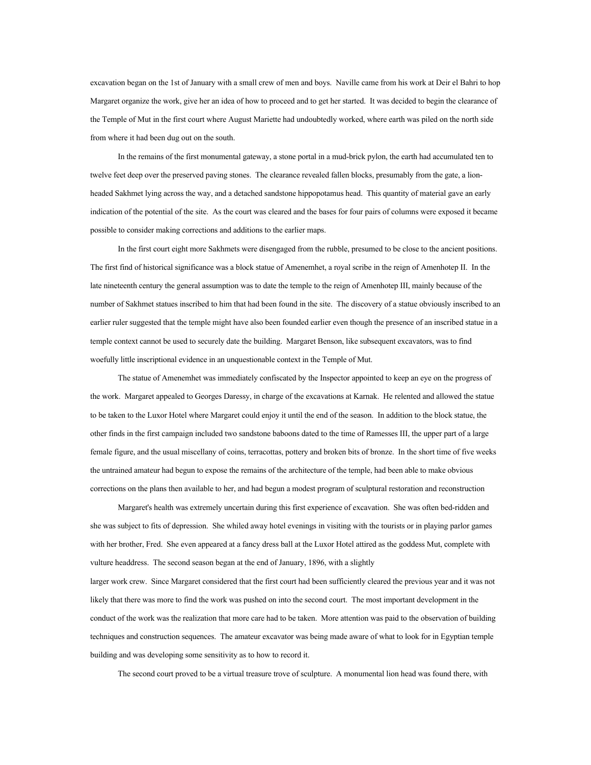excavation began on the 1st of January with a small crew of men and boys. Naville came from his work at Deir el Bahri to hop Margaret organize the work, give her an idea of how to proceed and to get her started. It was decided to begin the clearance of the Temple of Mut in the first court where August Mariette had undoubtedly worked, where earth was piled on the north side from where it had been dug out on the south.

In the remains of the first monumental gateway, a stone portal in a mud-brick pylon, the earth had accumulated ten to twelve feet deep over the preserved paving stones. The clearance revealed fallen blocks, presumably from the gate, a lion-headed Sakhmet lying across the way, and a detached sandstone hippopotamus head. This quantity of material gave an early indication of the potential of the site. As the court was cleared and the bases for four pairs of columns were exposed it became possible to consider making corrections and additions to the earlier maps.

In the first court eight more Sakhmets were disengaged from the rubble, presumed to be close to the ancient positions. The first find of historical significance was a block statue of Amenemhet, a royal scribe in the reign of Amenhotep II. In the late nineteenth century the general assumption was to date the temple to the reign of Amenhotep III, mainly because of the number of Sakhmet statues inscribed to him that had been found in the site. The discovery of a statue obviously inscribed to an earlier ruler suggested that the temple might have also been founded earlier even though the presence of an inscribed statue in a temple context cannot be used to securely date the building. Margaret Benson, like subsequent excavators, was to find woefully little inscriptional evidence in an unquestionable context in the Temple of Mut.

The statue of Amenemhet was immediately confiscated by the Inspector appointed to keep an eye on the progress of the work. Margaret appealed to Georges Daressy, in charge of the excavations at Karnak. He relented and allowed the statue to be taken to the Luxor Hotel where Margaret could enjoy it until the end of the season. In addition to the block statue, the other finds in the first campaign included two sandstone baboons dated to the time of Ramesses III, the upper part of a large female figure, and the usual miscellany of coins, terracottas, pottery and broken bits of bronze. In the short time of five weeks the untrained amateur had begun to expose the remains of the architecture of the temple, had been able to make obvious corrections on the plans then available to her, and had begun a modest program of sculptural restoration and reconstruction

Margaret's health was extremely uncertain during this first experience of excavation. She was often bed-ridden and she was subject to fits of depression. She whiled away hotel evenings in visiting with the tourists or in playing parlor games with her brother, Fred. She even appeared at a fancy dress ball at the Luxor Hotel attired as the goddess Mut, complete with vulture headdress. The second season began at the end of January, 1896, with a slightly larger work crew. Since Margaret considered that the first court had been sufficiently cleared the previous year and it was not likely that there was more to find the work was pushed on into the second court. The most important development in the conduct of the work was the realization that more care had to be taken. More attention was paid to the observation of building techniques and construction sequences. The amateur excavator was being made aware of what to look for in Egyptian temple building and was developing some sensitivity as to how to record it.

The second court proved to be a virtual treasure trove of sculpture. A monumental lion head was found there, with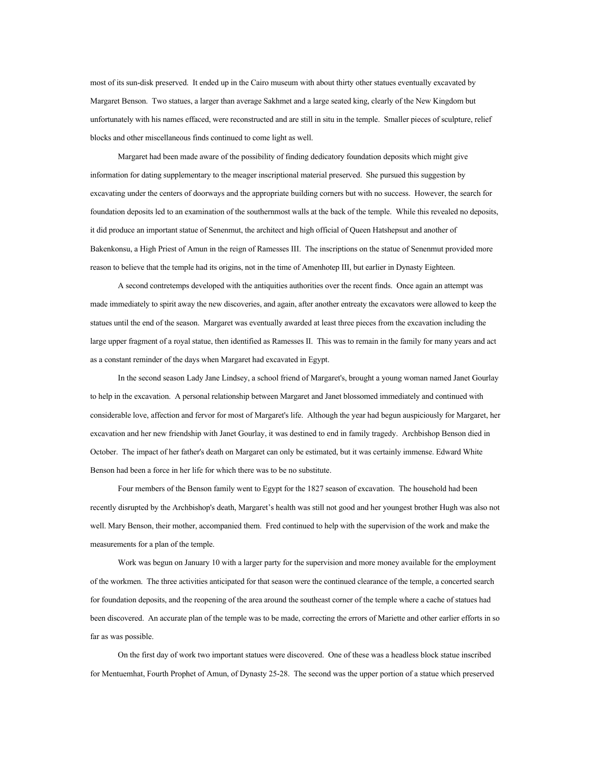most of its sun-disk preserved. It ended up in the Cairo museum with about thirty other statues eventually excavated by Margaret Benson. Two statues, a larger than average Sakhmet and a large seated king, clearly of the New Kingdom but unfortunately with his names effaced, were reconstructed and are still in situ in the temple. Smaller pieces of sculpture, relief blocks and other miscellaneous finds continued to come light as well.

Margaret had been made aware of the possibility of finding dedicatory foundation deposits which might give information for dating supplementary to the meager inscriptional material preserved. She pursued this suggestion by excavating under the centers of doorways and the appropriate building corners but with no success. However, the search for foundation deposits led to an examination of the southernmost walls at the back of the temple. While this revealed no deposits, it did produce an important statue of Senenmut, the architect and high official of Queen Hatshepsut and another of Bakenkonsu, a High Priest of Amun in the reign of Ramesses III. The inscriptions on the statue of Senenmut provided more reason to believe that the temple had its origins, not in the time of Amenhotep III, but earlier in Dynasty Eighteen.

A second contretemps developed with the antiquities authorities over the recent finds. Once again an attempt was made immediately to spirit away the new discoveries, and again, after another entreaty the excavators were allowed to keep the statues until the end of the season. Margaret was eventually awarded at least three pieces from the excavation including the large upper fragment of a royal statue, then identified as Ramesses II. This was to remain in the family for many years and act as a constant reminder of the days when Margaret had excavated in Egypt.

In the second season Lady Jane Lindsey, a school friend of Margaret's, brought a young woman named Janet Gourlay to help in the excavation. A personal relationship between Margaret and Janet blossomed immediately and continued with considerable love, affection and fervor for most of Margaret's life. Although the year had begun auspiciously for Margaret, her excavation and her new friendship with Janet Gourlay, it was destined to end in family tragedy. Archbishop Benson died in October. The impact of her father's death on Margaret can only be estimated, but it was certainly immense. Edward White Benson had been a force in her life for which there was to be no substitute.

Four members of the Benson family went to Egypt for the 1827 season of excavation. The household had been recently disrupted by the Archbishop's death, Margaret's health was still not good and her youngest brother Hugh was also not well. Mary Benson, their mother, accompanied them. Fred continued to help with the supervision of the work and make the measurements for a plan of the temple.

Work was begun on January 10 with a larger party for the supervision and more money available for the employment of the workmen. The three activities anticipated for that season were the continued clearance of the temple, a concerted search for foundation deposits, and the reopening of the area around the southeast corner of the temple where a cache of statues had been discovered. An accurate plan of the temple was to be made, correcting the errors of Mariette and other earlier efforts in so far as was possible.

On the first day of work two important statues were discovered. One of these was a headless block statue inscribed for Mentuemhat, Fourth Prophet of Amun, of Dynasty 25-28. The second was the upper portion of a statue which preserved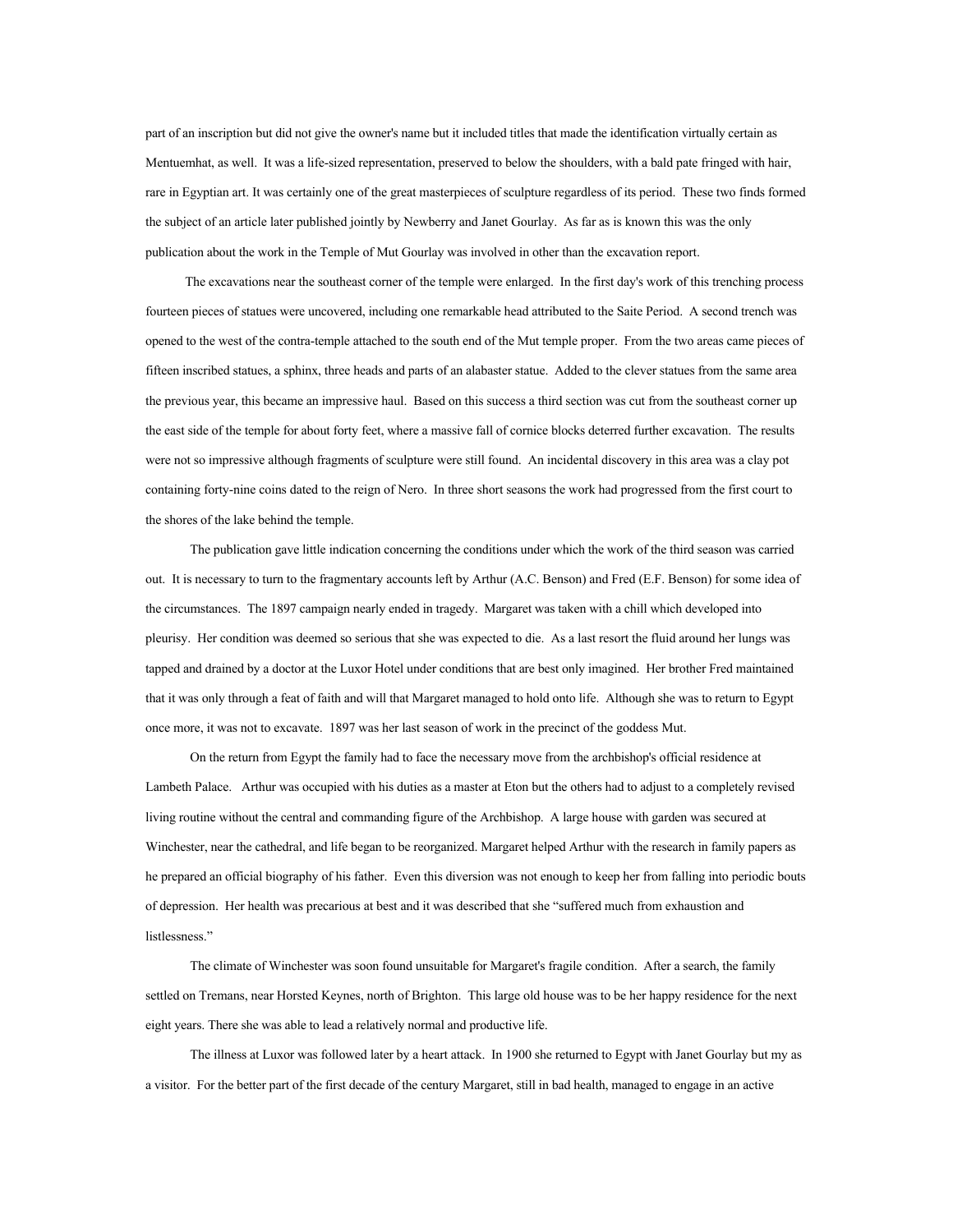part of an inscription but did not give the owner's name but it included titles that made the identification virtually certain as Mentuemhat, as well. It was a life-sized representation, preserved to below the shoulders, with a bald pate fringed with hair, rare in Egyptian art. It was certainly one of the great masterpieces of sculpture regardless of its period. These two finds formed the subject of an article later published jointly by Newberry and Janet Gourlay. As far as is known this was the only publication about the work in the Temple of Mut Gourlay was involved in other than the excavation report.

The excavations near the southeast corner of the temple were enlarged. In the first day's work of this trenching process fourteen pieces of statues were uncovered, including one remarkable head attributed to the Saite Period. A second trench was opened to the west of the contra-temple attached to the south end of the Mut temple proper. From the two areas came pieces of fifteen inscribed statues, a sphinx, three heads and parts of an alabaster statue. Added to the clever statues from the same area the previous year, this became an impressive haul. Based on this success a third section was cut from the southeast corner up the east side of the temple for about forty feet, where a massive fall of cornice blocks deterred further excavation. The results were not so impressive although fragments of sculpture were still found. An incidental discovery in this area was a clay pot containing forty-nine coins dated to the reign of Nero. In three short seasons the work had progressed from the first court to the shores of the lake behind the temple.

The publication gave little indication concerning the conditions under which the work of the third season was carried out. It is necessary to turn to the fragmentary accounts left by Arthur (A.C. Benson) and Fred (E.F. Benson) for some idea of the circumstances. The 1897 campaign nearly ended in tragedy. Margaret was taken with a chill which developed into pleurisy. Her condition was deemed so serious that she was expected to die. As a last resort the fluid around her lungs was tapped and drained by a doctor at the Luxor Hotel under conditions that are best only imagined. Her brother Fred maintained that it was only through a feat of faith and will that Margaret managed to hold onto life. Although she was to return to Egypt once more, it was not to excavate. 1897 was her last season of work in the precinct of the goddess Mut.

On the return from Egypt the family had to face the necessary move from the archbishop's official residence at Lambeth Palace. Arthur was occupied with his duties as a master at Eton but the others had to adjust to a completely revised living routine without the central and commanding figure of the Archbishop. A large house with garden was secured at Winchester, near the cathedral, and life began to be reorganized. Margaret helped Arthur with the research in family papers as he prepared an official biography of his father. Even this diversion was not enough to keep her from falling into periodic bouts of depression. Her health was precarious at best and it was described that she "suffered much from exhaustion and listlessness."

The climate of Winchester was soon found unsuitable for Margaret's fragile condition. After a search, the family settled on Tremans, near Horsted Keynes, north of Brighton. This large old house was to be her happy residence for the next eight years. There she was able to lead a relatively normal and productive life.

The illness at Luxor was followed later by a heart attack. In 1900 she returned to Egypt with Janet Gourlay but my as a visitor. For the better part of the first decade of the century Margaret, still in bad health, managed to engage in an active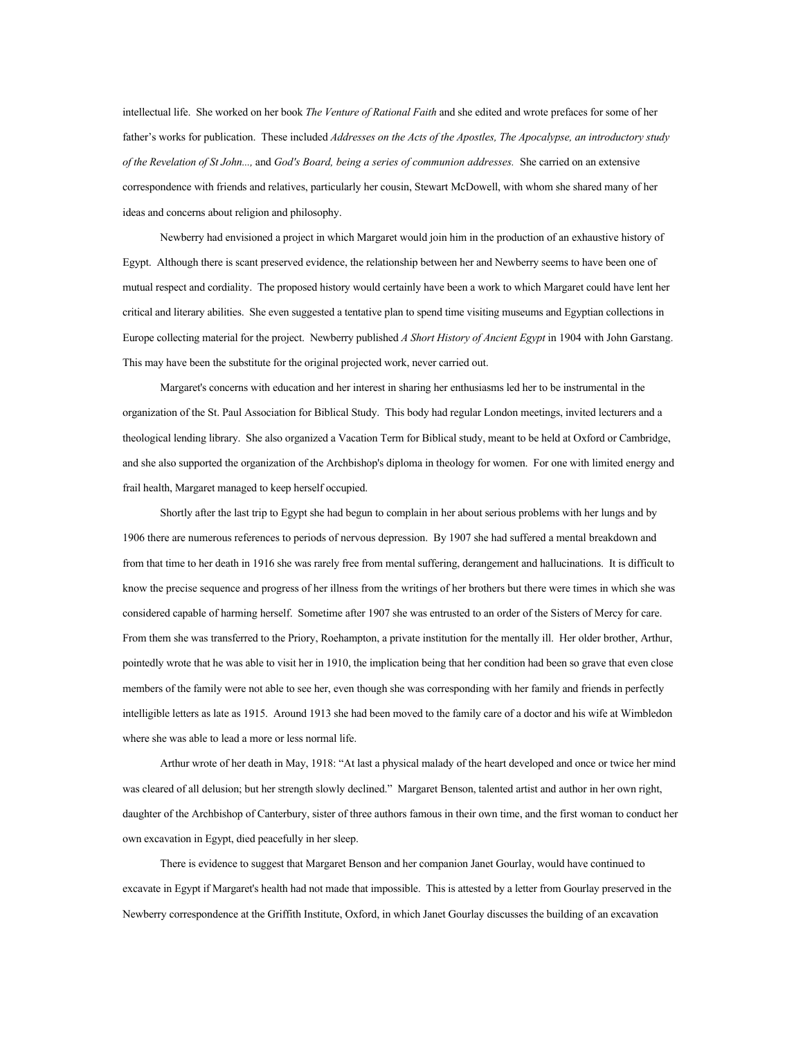intellectual life. She worked on her book *The Venture of Rational Faith* and she edited and wrote prefaces for some of her father's works for publication. These included *Addresses on the Acts of the Apostles, The Apocalypse, an introductory study of the Revelation of St John...,* and *God's Board, being a series of communion addresses.* She carried on an extensive correspondence with friends and relatives, particularly her cousin, Stewart McDowell, with whom she shared many of her ideas and concerns about religion and philosophy.

Newberry had envisioned a project in which Margaret would join him in the production of an exhaustive history of Egypt. Although there is scant preserved evidence, the relationship between her and Newberry seems to have been one of mutual respect and cordiality. The proposed history would certainly have been a work to which Margaret could have lent her critical and literary abilities. She even suggested a tentative plan to spend time visiting museums and Egyptian collections in Europe collecting material for the project. Newberry published *A Short History of Ancient Egypt* in 1904 with John Garstang. This may have been the substitute for the original projected work, never carried out.

Margaret's concerns with education and her interest in sharing her enthusiasms led her to be instrumental in the organization of the St. Paul Association for Biblical Study. This body had regular London meetings, invited lecturers and a theological lending library. She also organized a Vacation Term for Biblical study, meant to be held at Oxford or Cambridge, and she also supported the organization of the Archbishop's diploma in theology for women. For one with limited energy and frail health, Margaret managed to keep herself occupied.

Shortly after the last trip to Egypt she had begun to complain in her about serious problems with her lungs and by 1906 there are numerous references to periods of nervous depression. By 1907 she had suffered a mental breakdown and from that time to her death in 1916 she was rarely free from mental suffering, derangement and hallucinations. It is difficult to know the precise sequence and progress of her illness from the writings of her brothers but there were times in which she was considered capable of harming herself. Sometime after 1907 she was entrusted to an order of the Sisters of Mercy for care. From them she was transferred to the Priory, Roehampton, a private institution for the mentally ill. Her older brother, Arthur, pointedly wrote that he was able to visit her in 1910, the implication being that her condition had been so grave that even close members of the family were not able to see her, even though she was corresponding with her family and friends in perfectly intelligible letters as late as 1915. Around 1913 she had been moved to the family care of a doctor and his wife at Wimbledon where she was able to lead a more or less normal life.

Arthur wrote of her death in May, 1918: "At last a physical malady of the heart developed and once or twice her mind was cleared of all delusion; but her strength slowly declined." Margaret Benson, talented artist and author in her own right, daughter of the Archbishop of Canterbury, sister of three authors famous in their own time, and the first woman to conduct her own excavation in Egypt, died peacefully in her sleep.

There is evidence to suggest that Margaret Benson and her companion Janet Gourlay, would have continued to excavate in Egypt if Margaret's health had not made that impossible. This is attested by a letter from Gourlay preserved in the Newberry correspondence at the Griffith Institute, Oxford, in which Janet Gourlay discusses the building of an excavation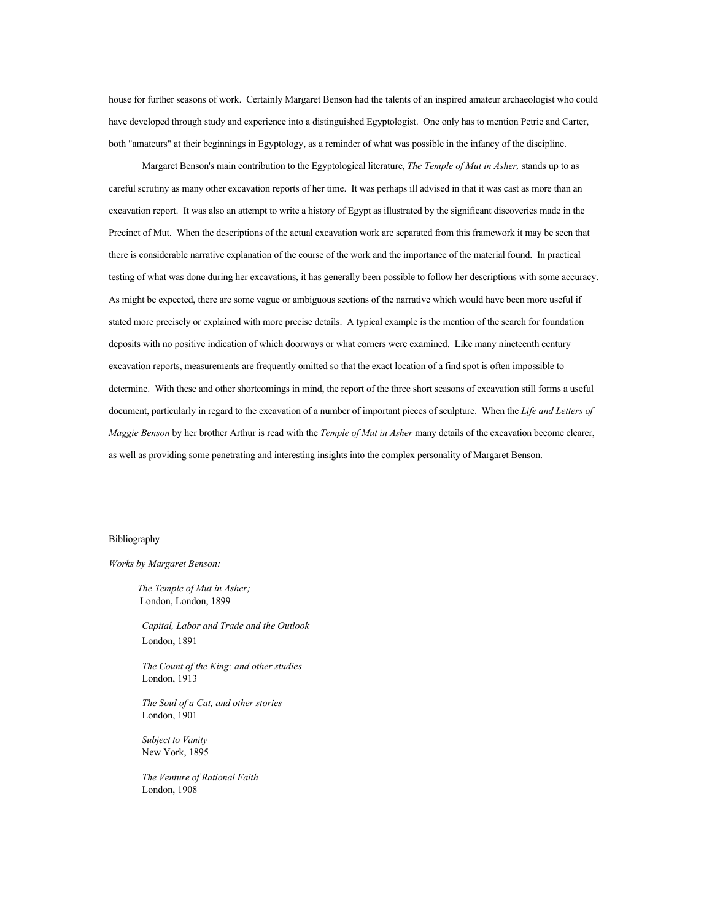house for further seasons of work. Certainly Margaret Benson had the talents of an inspired amateur archaeologist who could have developed through study and experience into a distinguished Egyptologist. One only has to mention Petrie and Carter, both "amateurs" at their beginnings in Egyptology, as a reminder of what was possible in the infancy of the discipline.

Margaret Benson's main contribution to the Egyptological literature, *The Temple of Mut in Asher,* stands up to as careful scrutiny as many other excavation reports of her time. It was perhaps ill advised in that it was cast as more than an excavation report. It was also an attempt to write a history of Egypt as illustrated by the significant discoveries made in the Precinct of Mut. When the descriptions of the actual excavation work are separated from this framework it may be seen that there is considerable narrative explanation of the course of the work and the importance of the material found. In practical testing of what was done during her excavations, it has generally been possible to follow her descriptions with some accuracy. As might be expected, there are some vague or ambiguous sections of the narrative which would have been more useful if stated more precisely or explained with more precise details. A typical example is the mention of the search for foundation deposits with no positive indication of which doorways or what corners were examined. Like many nineteenth century excavation reports, measurements are frequently omitted so that the exact location of a find spot is often impossible to determine. With these and other shortcomings in mind, the report of the three short seasons of excavation still forms a useful document, particularly in regard to the excavation of a number of important pieces of sculpture. When the *Life and Letters of Maggie Benson* by her brother Arthur is read with the *Temple of Mut in Asher* many details of the excavation become clearer, as well as providing some penetrating and interesting insights into the complex personality of Margaret Benson.

Bibliography

*Works by Margaret Benson:*

*The Temple of Mut in Asher;*
London, London, 1899

*Capital, Labor and Trade and the Outlook*
London, 1891

*The Count of the King; and other studies*
London, 1913

*The Soul of a Cat, and other stories*
London, 1901

*Subject to Vanity*
New York, 1895

*The Venture of Rational Faith*
London, 1908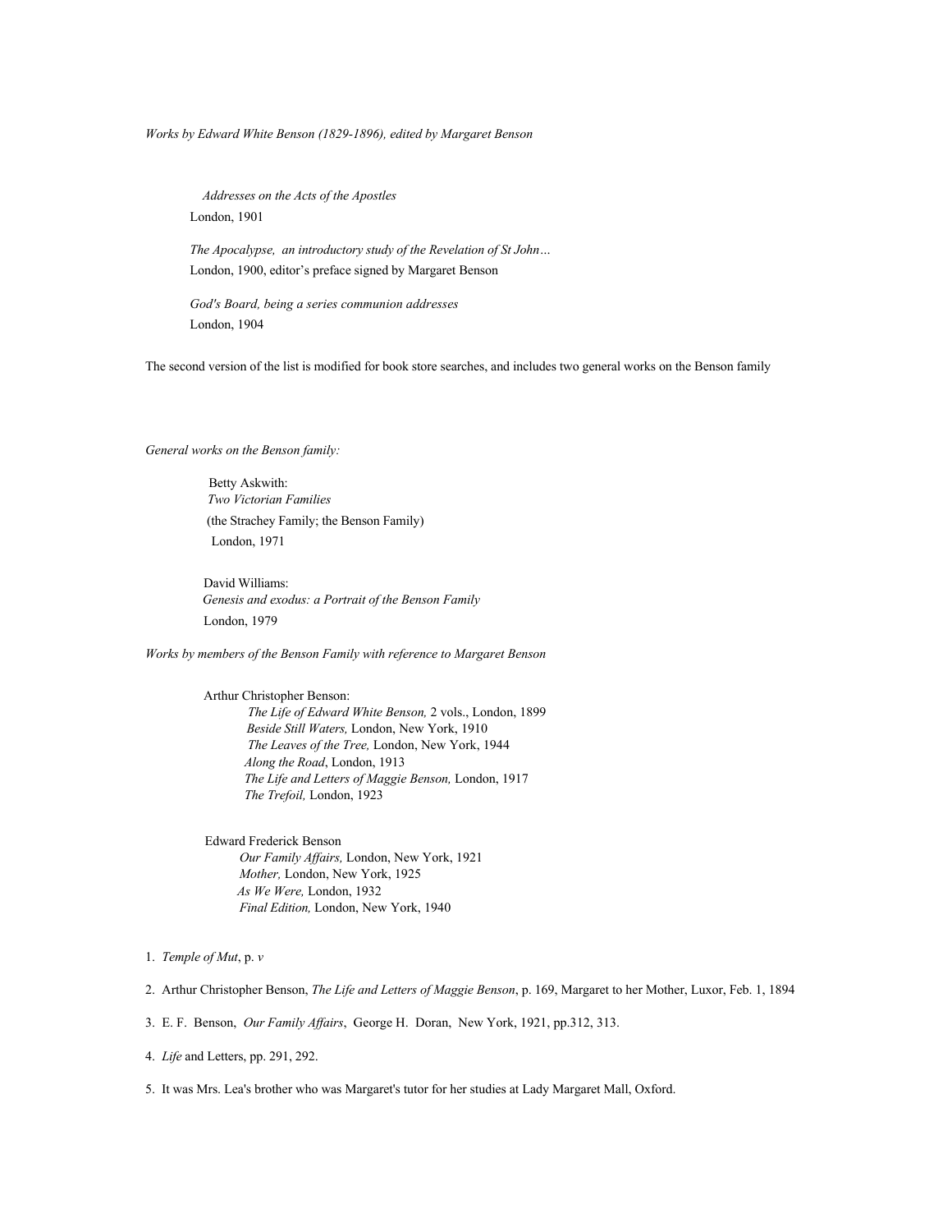*Works by Edward White Benson (1829-1896), edited by Margaret Benson*

*Addresses on the Acts of the Apostles*
London, 1901

*The Apocalypse, an introductory study of the Revelation of St John…*
London, 1900, editor's preface signed by Margaret Benson

*God's Board, being a series communion addresses*
London, 1904

The second version of the list is modified for book store searches, and includes two general works on the Benson family

*General works on the Benson family:*

Betty Askwith:
*Two Victorian Families*
(the Strachey Family; the Benson Family)
London, 1971

David Williams:
*Genesis and exodus: a Portrait of the Benson Family*
London, 1979

*Works by members of the Benson Family with reference to Margaret Benson*

Arthur Christopher Benson:
*The Life of Edward White Benson,* 2 vols., London, 1899
*Beside Still Waters,* London, New York, 1910
*The Leaves of the Tree,* London, New York, 1944
*Along the Road*, London, 1913
*The Life and Letters of Maggie Benson,* London, 1917
*The Trefoil,* London, 1923

Edward Frederick Benson
*Our Family Affairs,* London, New York, 1921
*Mother,* London, New York, 1925
*As We Were,* London, 1932
*Final Edition,* London, New York, 1940

1. *Temple of Mut*, p. *v*
2. Arthur Christopher Benson, *The Life and Letters of Maggie Benson*, p. 169, Margaret to her Mother, Luxor, Feb. 1, 1894
3. E. F. Benson, *Our Family Affairs*, George H. Doran, New York, 1921, pp.312, 313.
4. *Life* and Letters, pp. 291, 292.
5. It was Mrs. Lea's brother who was Margaret's tutor for her studies at Lady Margaret Mall, Oxford.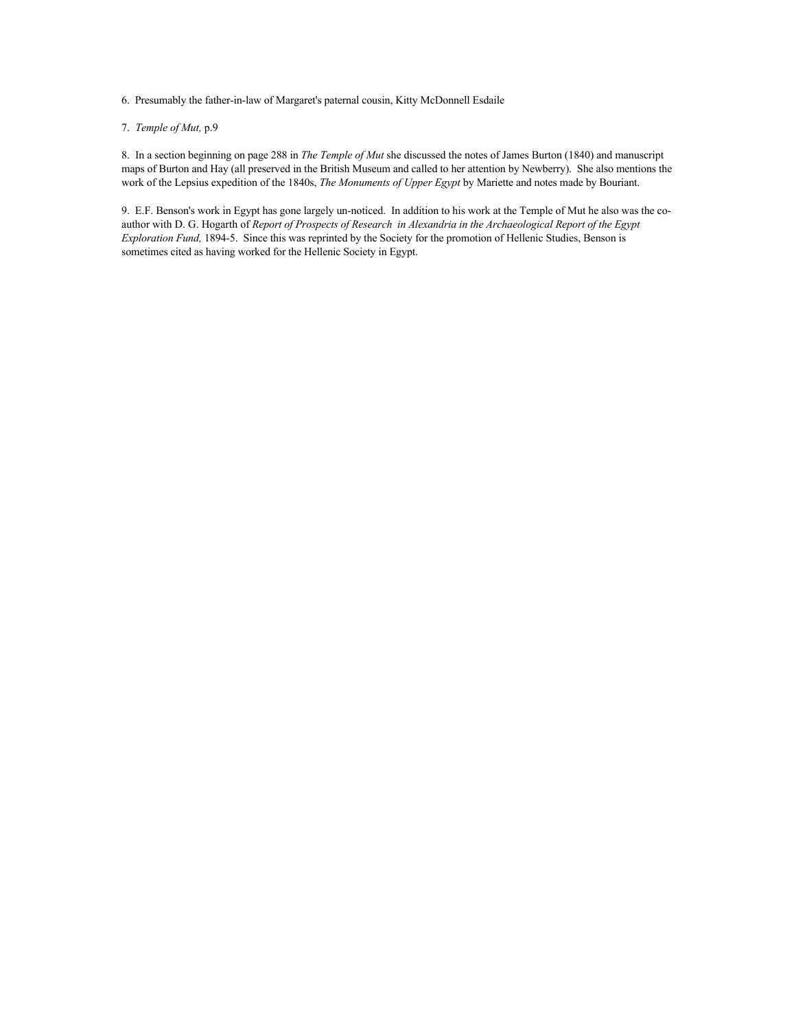6. Presumably the father-in-law of Margaret's paternal cousin, Kitty McDonnell Esdaile

7. *Temple of Mut,* p.9

8. In a section beginning on page 288 in *The Temple of Mut* she discussed the notes of James Burton (1840) and manuscript maps of Burton and Hay (all preserved in the British Museum and called to her attention by Newberry). She also mentions the work of the Lepsius expedition of the 1840s, *The Monuments of Upper Egypt* by Mariette and notes made by Bouriant.

9. E.F. Benson's work in Egypt has gone largely un-noticed. In addition to his work at the Temple of Mut he also was the co-author with D. G. Hogarth of *Report of Prospects of Research in Alexandria in the Archaeological Report of the Egypt Exploration Fund,* 1894-5. Since this was reprinted by the Society for the promotion of Hellenic Studies, Benson is sometimes cited as having worked for the Hellenic Society in Egypt.